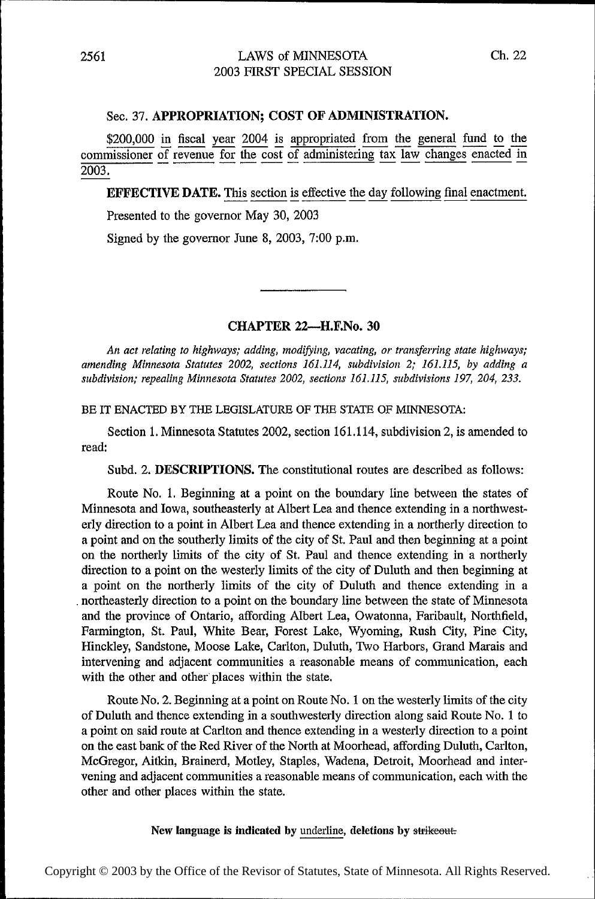Sec. 37. **APPROPRIATION; COST OF ADMINISTRATION.**

$200,000 in fiscal year 2004 is appropriated from the general fund to the commissioner of revenue for the cost of administering tax law changes enacted in 2003.

**EFFECTIVE DATE.** This section is effective the day following final enactment.

Presented to the governor May 30, 2003

Signed by the governor June 8, 2003, 7:00 p.m.

---

## CHAPTER 22—H.F.No. 30

*An act relating to highways; adding, modifying, vacating, or transferring state highways; amending Minnesota Statutes 2002, sections 161.114, subdivision 2; 161.115, by adding a subdivision; repealing Minnesota Statutes 2002, sections 161.115, subdivisions 197, 204, 233.*

BE IT ENACTED BY THE LEGISLATURE OF THE STATE OF MINNESOTA:

Section 1. Minnesota Statutes 2002, section 161.114, subdivision 2, is amended to read:

Subd. 2. **DESCRIPTIONS.** The constitutional routes are described as follows:

Route No. 1. Beginning at a point on the boundary line between the states of Minnesota and Iowa, southeasterly at Albert Lea and thence extending in a northwesterly direction to a point in Albert Lea and thence extending in a northerly direction to a point and on the southerly limits of the city of St. Paul and then beginning at a point on the northerly limits of the city of St. Paul and thence extending in a northerly direction to a point on the westerly limits of the city of Duluth and then beginning at a point on the northerly limits of the city of Duluth and thence extending in a northeasterly direction to a point on the boundary line between the state of Minnesota and the province of Ontario, affording Albert Lea, Owatonna, Faribault, Northfield, Farmington, St. Paul, White Bear, Forest Lake, Wyoming, Rush City, Pine City, Hinckley, Sandstone, Moose Lake, Carlton, Duluth, Two Harbors, Grand Marais and intervening and adjacent communities a reasonable means of communication, each with the other and other places within the state.

Route No. 2. Beginning at a point on Route No. 1 on the westerly limits of the city of Duluth and thence extending in a southwesterly direction along said Route No. 1 to a point on said route at Carlton and thence extending in a westerly direction to a point on the east bank of the Red River of the North at Moorhead, affording Duluth, Carlton, McGregor, Aitkin, Brainerd, Motley, Staples, Wadena, Detroit, Moorhead and intervening and adjacent communities a reasonable means of communication, each with the other and other places within the state.

**New language is indicated by** underline, **deletions by** ~~strikeout.~~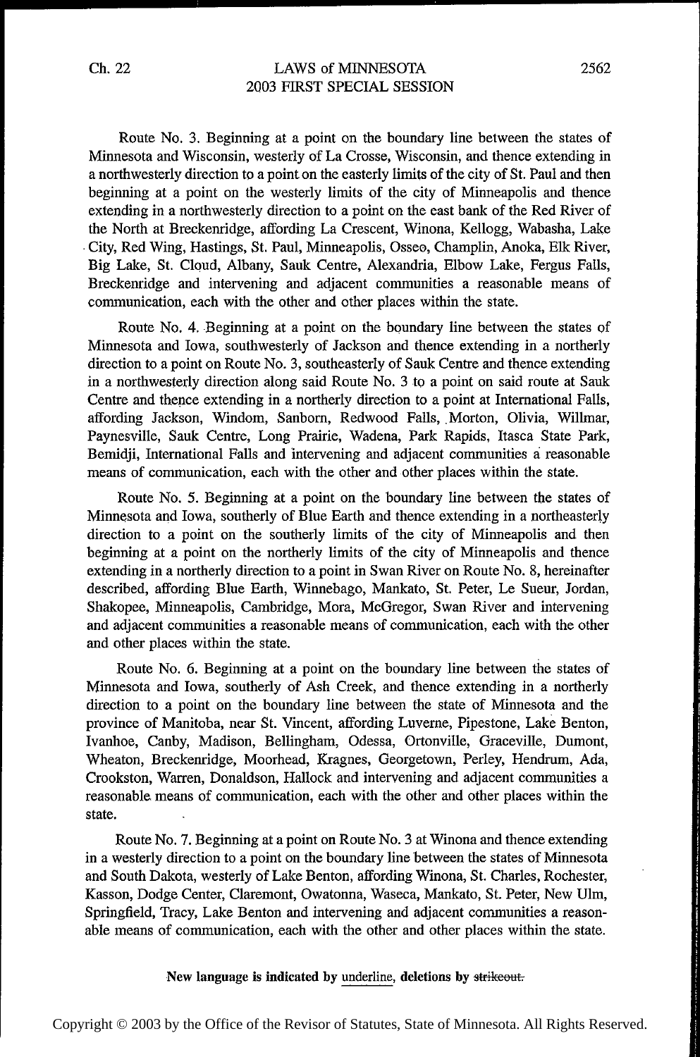Route No. 3. Beginning at a point on the boundary line between the states of Minnesota and Wisconsin, westerly of La Crosse, Wisconsin, and thence extending in a northwesterly direction to a point on the easterly limits of the city of St. Paul and then beginning at a point on the westerly limits of the city of Minneapolis and thence extending in a northwesterly direction to a point on the east bank of the Red River of the North at Breckenridge, affording La Crescent, Winona, Kellogg, Wabasha, Lake City, Red Wing, Hastings, St. Paul, Minneapolis, Osseo, Champlin, Anoka, Elk River, Big Lake, St. Cloud, Albany, Sauk Centre, Alexandria, Elbow Lake, Fergus Falls, Breckenridge and intervening and adjacent communities a reasonable means of communication, each with the other and other places within the state.

Route No. 4. Beginning at a point on the boundary line between the states of Minnesota and Iowa, southwesterly of Jackson and thence extending in a northerly direction to a point on Route No. 3, southeasterly of Sauk Centre and thence extending in a northwesterly direction along said Route No. 3 to a point on said route at Sauk Centre and thence extending in a northerly direction to a point at International Falls, affording Jackson, Windom, Sanborn, Redwood Falls, Morton, Olivia, Willmar, Paynesville, Sauk Centre, Long Prairie, Wadena, Park Rapids, Itasca State Park, Bemidji, International Falls and intervening and adjacent communities a reasonable means of communication, each with the other and other places within the state.

Route No. 5. Beginning at a point on the boundary line between the states of Minnesota and Iowa, southerly of Blue Earth and thence extending in a northeasterly direction to a point on the southerly limits of the city of Minneapolis and then beginning at a point on the northerly limits of the city of Minneapolis and thence extending in a northerly direction to a point in Swan River on Route No. 8, hereinafter described, affording Blue Earth, Winnebago, Mankato, St. Peter, Le Sueur, Jordan, Shakopee, Minneapolis, Cambridge, Mora, McGregor, Swan River and intervening and adjacent communities a reasonable means of communication, each with the other and other places within the state.

Route No. 6. Beginning at a point on the boundary line between the states of Minnesota and Iowa, southerly of Ash Creek, and thence extending in a northerly direction to a point on the boundary line between the state of Minnesota and the province of Manitoba, near St. Vincent, affording Luverne, Pipestone, Lake Benton, Ivanhoe, Canby, Madison, Bellingham, Odessa, Ortonville, Graceville, Dumont, Wheaton, Breckenridge, Moorhead, Kragnes, Georgetown, Perley, Hendrum, Ada, Crookston, Warren, Donaldson, Hallock and intervening and adjacent communities a reasonable means of communication, each with the other and other places within the state.

Route No. 7. Beginning at a point on Route No. 3 at Winona and thence extending in a westerly direction to a point on the boundary line between the states of Minnesota and South Dakota, westerly of Lake Benton, affording Winona, St. Charles, Rochester, Kasson, Dodge Center, Claremont, Owatonna, Waseca, Mankato, St. Peter, New Ulm, Springfield, Tracy, Lake Benton and intervening and adjacent communities a reasonable means of communication, each with the other and other places within the state.

**New language is indicated by underline, deletions by ~~strikeout.~~**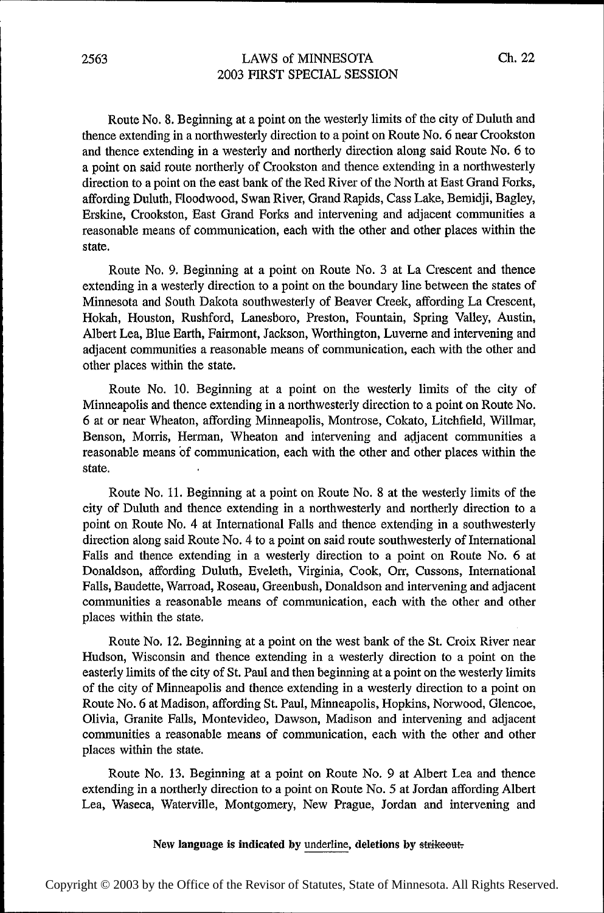Route No. 8. Beginning at a point on the westerly limits of the city of Duluth and thence extending in a northwesterly direction to a point on Route No. 6 near Crookston and thence extending in a westerly and northerly direction along said Route No. 6 to a point on said route northerly of Crookston and thence extending in a northwesterly direction to a point on the east bank of the Red River of the North at East Grand Forks, affording Duluth, Floodwood, Swan River, Grand Rapids, Cass Lake, Bemidji, Bagley, Erskine, Crookston, East Grand Forks and intervening and adjacent communities a reasonable means of communication, each with the other and other places within the state.

Route No. 9. Beginning at a point on Route No. 3 at La Crescent and thence extending in a westerly direction to a point on the boundary line between the states of Minnesota and South Dakota southwesterly of Beaver Creek, affording La Crescent, Hokah, Houston, Rushford, Lanesboro, Preston, Fountain, Spring Valley, Austin, Albert Lea, Blue Earth, Fairmont, Jackson, Worthington, Luverne and intervening and adjacent communities a reasonable means of communication, each with the other and other places within the state.

Route No. 10. Beginning at a point on the westerly limits of the city of Minneapolis and thence extending in a northwesterly direction to a point on Route No. 6 at or near Wheaton, affording Minneapolis, Montrose, Cokato, Litchfield, Willmar, Benson, Morris, Herman, Wheaton and intervening and adjacent communities a reasonable means of communication, each with the other and other places within the state.

Route No. 11. Beginning at a point on Route No. 8 at the westerly limits of the city of Duluth and thence extending in a northwesterly and northerly direction to a point on Route No. 4 at International Falls and thence extending in a southwesterly direction along said Route No. 4 to a point on said route southwesterly of International Falls and thence extending in a westerly direction to a point on Route No. 6 at Donaldson, affording Duluth, Eveleth, Virginia, Cook, Orr, Cussons, International Falls, Baudette, Warroad, Roseau, Greenbush, Donaldson and intervening and adjacent communities a reasonable means of communication, each with the other and other places within the state.

Route No. 12. Beginning at a point on the west bank of the St. Croix River near Hudson, Wisconsin and thence extending in a westerly direction to a point on the easterly limits of the city of St. Paul and then beginning at a point on the westerly limits of the city of Minneapolis and thence extending in a westerly direction to a point on Route No. 6 at Madison, affording St. Paul, Minneapolis, Hopkins, Norwood, Glencoe, Olivia, Granite Falls, Montevideo, Dawson, Madison and intervening and adjacent communities a reasonable means of communication, each with the other and other places within the state.

Route No. 13. Beginning at a point on Route No. 9 at Albert Lea and thence extending in a northerly direction to a point on Route No. 5 at Jordan affording Albert Lea, Waseca, Waterville, Montgomery, New Prague, Jordan and intervening and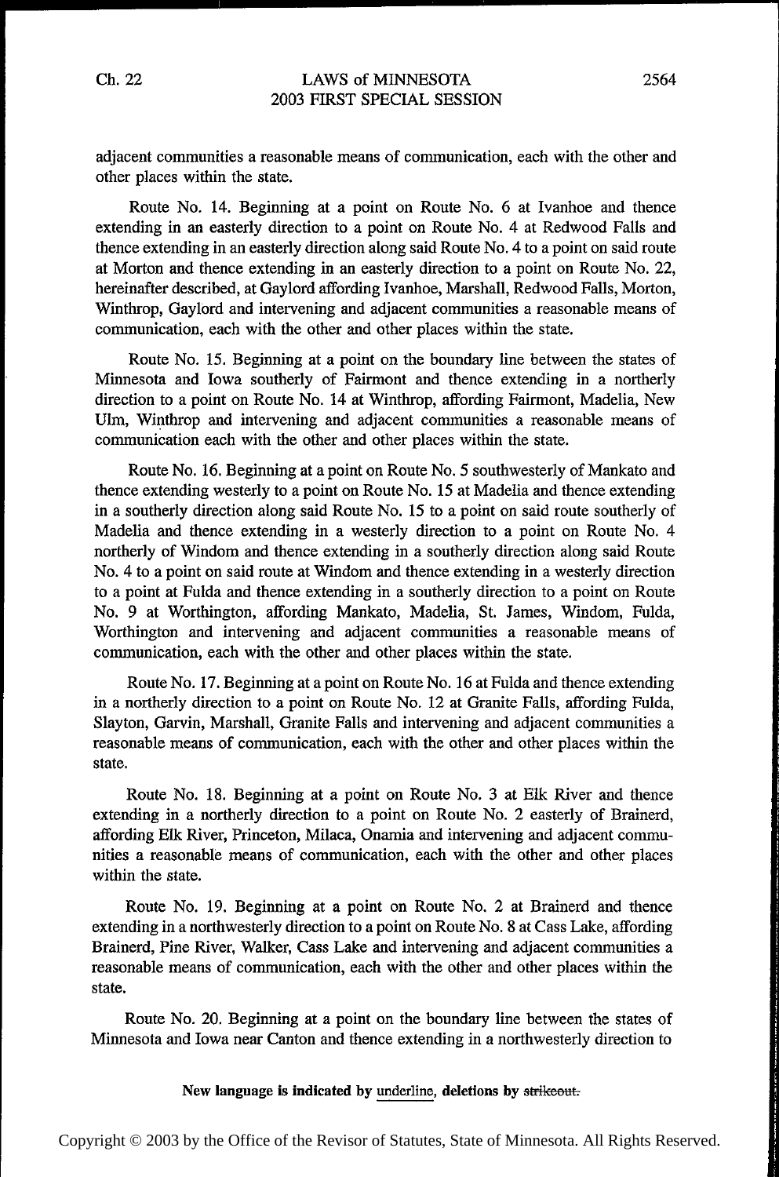adjacent communities a reasonable means of communication, each with the other and other places within the state.

Route No. 14. Beginning at a point on Route No. 6 at Ivanhoe and thence extending in an easterly direction to a point on Route No. 4 at Redwood Falls and thence extending in an easterly direction along said Route No. 4 to a point on said route at Morton and thence extending in an easterly direction to a point on Route No. 22, hereinafter described, at Gaylord affording Ivanhoe, Marshall, Redwood Falls, Morton, Winthrop, Gaylord and intervening and adjacent communities a reasonable means of communication, each with the other and other places within the state.

Route No. 15. Beginning at a point on the boundary line between the states of Minnesota and Iowa southerly of Fairmont and thence extending in a northerly direction to a point on Route No. 14 at Winthrop, affording Fairmont, Madelia, New Ulm, Winthrop and intervening and adjacent communities a reasonable means of communication each with the other and other places within the state.

Route No. 16. Beginning at a point on Route No. 5 southwesterly of Mankato and thence extending westerly to a point on Route No. 15 at Madelia and thence extending in a southerly direction along said Route No. 15 to a point on said route southerly of Madelia and thence extending in a westerly direction to a point on Route No. 4 northerly of Windom and thence extending in a southerly direction along said Route No. 4 to a point on said route at Windom and thence extending in a westerly direction to a point at Fulda and thence extending in a southerly direction to a point on Route No. 9 at Worthington, affording Mankato, Madelia, St. James, Windom, Fulda, Worthington and intervening and adjacent communities a reasonable means of communication, each with the other and other places within the state.

Route No. 17. Beginning at a point on Route No. 16 at Fulda and thence extending in a northerly direction to a point on Route No. 12 at Granite Falls, affording Fulda, Slayton, Garvin, Marshall, Granite Falls and intervening and adjacent communities a reasonable means of communication, each with the other and other places within the state.

Route No. 18. Beginning at a point on Route No. 3 at Elk River and thence extending in a northerly direction to a point on Route No. 2 easterly of Brainerd, affording Elk River, Princeton, Milaca, Onamia and intervening and adjacent communities a reasonable means of communication, each with the other and other places within the state.

Route No. 19. Beginning at a point on Route No. 2 at Brainerd and thence extending in a northwesterly direction to a point on Route No. 8 at Cass Lake, affording Brainerd, Pine River, Walker, Cass Lake and intervening and adjacent communities a reasonable means of communication, each with the other and other places within the state.

Route No. 20. Beginning at a point on the boundary line between the states of Minnesota and Iowa near Canton and thence extending in a northwesterly direction to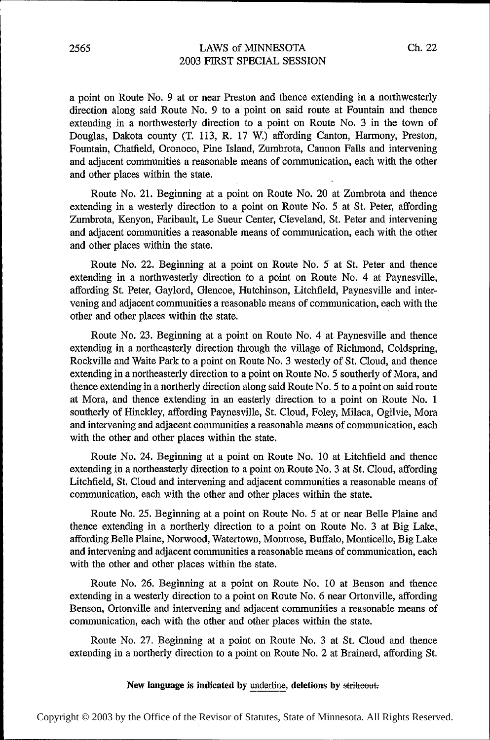a point on Route No. 9 at or near Preston and thence extending in a northwesterly direction along said Route No. 9 to a point on said route at Fountain and thence extending in a northwesterly direction to a point on Route No. 3 in the town of Douglas, Dakota county (T. 113, R. 17 W.) affording Canton, Harmony, Preston, Fountain, Chatfield, Oronoco, Pine Island, Zumbrota, Cannon Falls and intervening and adjacent communities a reasonable means of communication, each with the other and other places within the state.

Route No. 21. Beginning at a point on Route No. 20 at Zumbrota and thence extending in a westerly direction to a point on Route No. 5 at St. Peter, affording Zumbrota, Kenyon, Faribault, Le Sueur Center, Cleveland, St. Peter and intervening and adjacent communities a reasonable means of communication, each with the other and other places within the state.

Route No. 22. Beginning at a point on Route No. 5 at St. Peter and thence extending in a northwesterly direction to a point on Route No. 4 at Paynesville, affording St. Peter, Gaylord, Glencoe, Hutchinson, Litchfield, Paynesville and intervening and adjacent communities a reasonable means of communication, each with the other and other places within the state.

Route No. 23. Beginning at a point on Route No. 4 at Paynesville and thence extending in a northeasterly direction through the village of Richmond, Coldspring, Rockville and Waite Park to a point on Route No. 3 westerly of St. Cloud, and thence extending in a northeasterly direction to a point on Route No. 5 southerly of Mora, and thence extending in a northerly direction along said Route No. 5 to a point on said route at Mora, and thence extending in an easterly direction to a point on Route No. 1 southerly of Hinckley, affording Paynesville, St. Cloud, Foley, Milaca, Ogilvie, Mora and intervening and adjacent communities a reasonable means of communication, each with the other and other places within the state.

Route No. 24. Beginning at a point on Route No. 10 at Litchfield and thence extending in a northeasterly direction to a point on Route No. 3 at St. Cloud, affording Litchfield, St. Cloud and intervening and adjacent communities a reasonable means of communication, each with the other and other places within the state.

Route No. 25. Beginning at a point on Route No. 5 at or near Belle Plaine and thence extending in a northerly direction to a point on Route No. 3 at Big Lake, affording Belle Plaine, Norwood, Watertown, Montrose, Buffalo, Monticello, Big Lake and intervening and adjacent communities a reasonable means of communication, each with the other and other places within the state.

Route No. 26. Beginning at a point on Route No. 10 at Benson and thence extending in a westerly direction to a point on Route No. 6 near Ortonville, affording Benson, Ortonville and intervening and adjacent communities a reasonable means of communication, each with the other and other places within the state.

Route No. 27. Beginning at a point on Route No. 3 at St. Cloud and thence extending in a northerly direction to a point on Route No. 2 at Brainerd, affording St.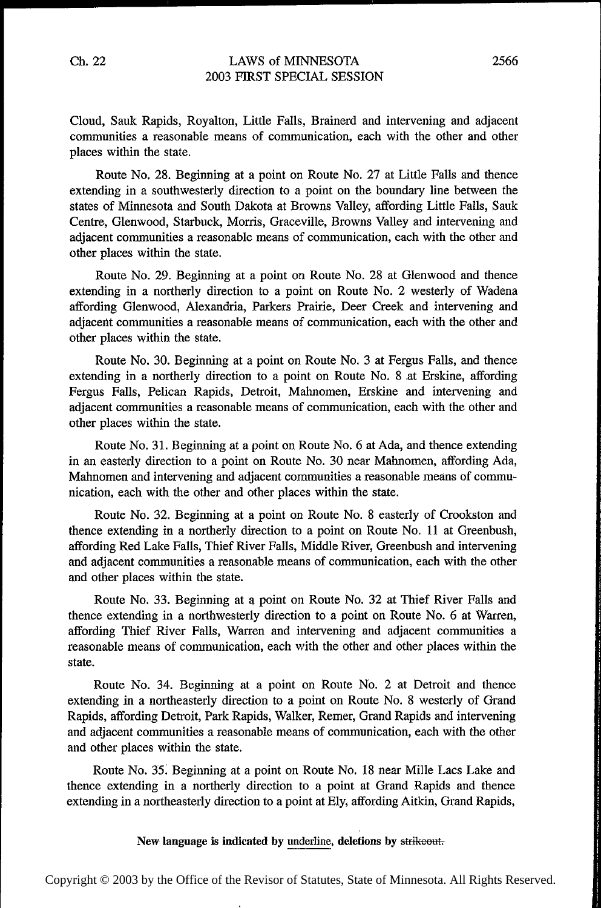Cloud, Sauk Rapids, Royalton, Little Falls, Brainerd and intervening and adjacent communities a reasonable means of communication, each with the other and other places within the state.

Route No. 28. Beginning at a point on Route No. 27 at Little Falls and thence extending in a southwesterly direction to a point on the boundary line between the states of Minnesota and South Dakota at Browns Valley, affording Little Falls, Sauk Centre, Glenwood, Starbuck, Morris, Graceville, Browns Valley and intervening and adjacent communities a reasonable means of communication, each with the other and other places within the state.

Route No. 29. Beginning at a point on Route No. 28 at Glenwood and thence extending in a northerly direction to a point on Route No. 2 westerly of Wadena affording Glenwood, Alexandria, Parkers Prairie, Deer Creek and intervening and adjacent communities a reasonable means of communication, each with the other and other places within the state.

Route No. 30. Beginning at a point on Route No. 3 at Fergus Falls, and thence extending in a northerly direction to a point on Route No. 8 at Erskine, affording Fergus Falls, Pelican Rapids, Detroit, Mahnomen, Erskine and intervening and adjacent communities a reasonable means of communication, each with the other and other places within the state.

Route No. 31. Beginning at a point on Route No. 6 at Ada, and thence extending in an easterly direction to a point on Route No. 30 near Mahnomen, affording Ada, Mahnomen and intervening and adjacent communities a reasonable means of communication, each with the other and other places within the state.

Route No. 32. Beginning at a point on Route No. 8 easterly of Crookston and thence extending in a northerly direction to a point on Route No. 11 at Greenbush, affording Red Lake Falls, Thief River Falls, Middle River, Greenbush and intervening and adjacent communities a reasonable means of communication, each with the other and other places within the state.

Route No. 33. Beginning at a point on Route No. 32 at Thief River Falls and thence extending in a northwesterly direction to a point on Route No. 6 at Warren, affording Thief River Falls, Warren and intervening and adjacent communities a reasonable means of communication, each with the other and other places within the state.

Route No. 34. Beginning at a point on Route No. 2 at Detroit and thence extending in a northeasterly direction to a point on Route No. 8 westerly of Grand Rapids, affording Detroit, Park Rapids, Walker, Remer, Grand Rapids and intervening and adjacent communities a reasonable means of communication, each with the other and other places within the state.

Route No. 35. Beginning at a point on Route No. 18 near Mille Lacs Lake and thence extending in a northerly direction to a point at Grand Rapids and thence extending in a northeasterly direction to a point at Ely, affording Aitkin, Grand Rapids,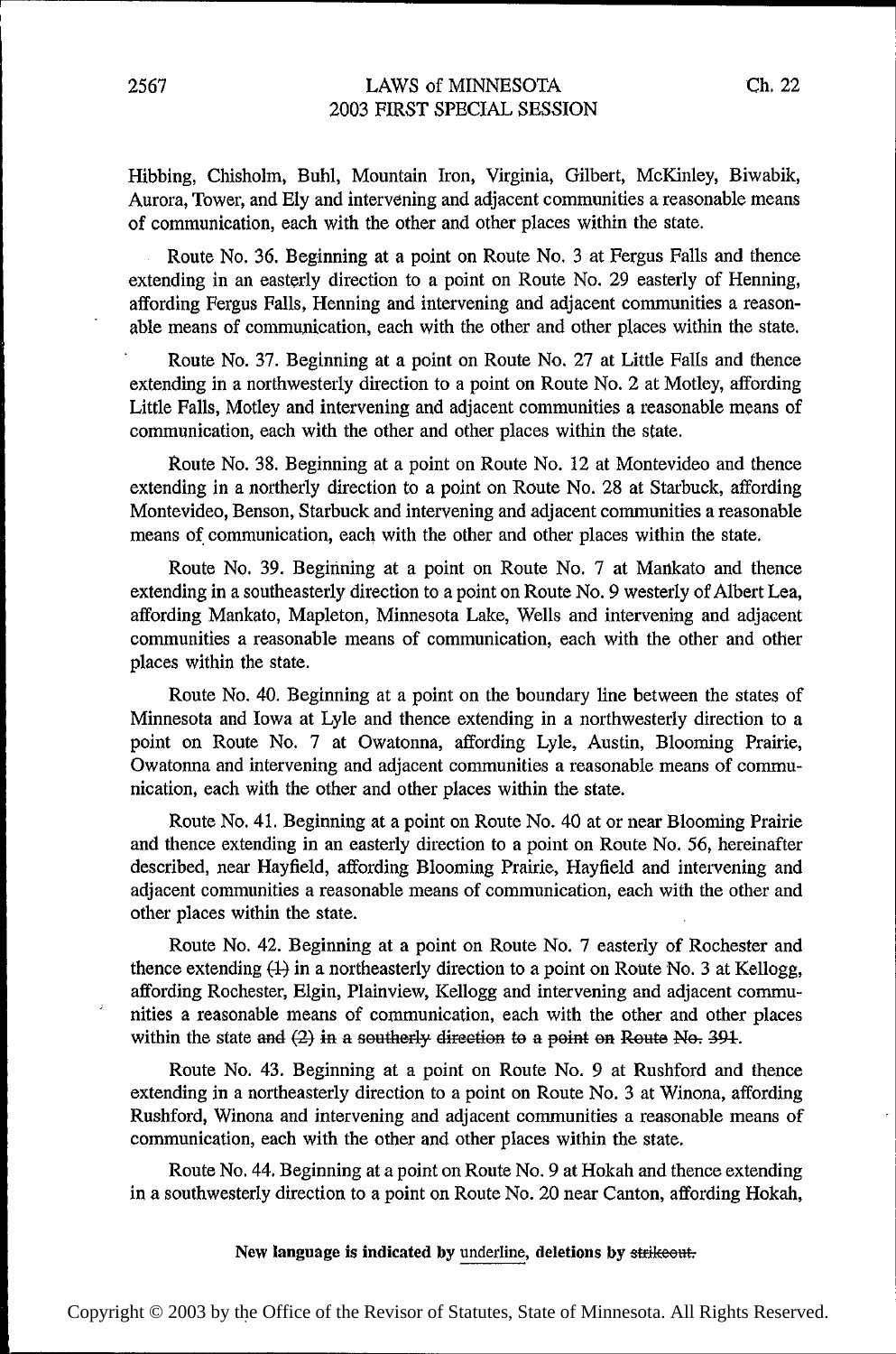Hibbing, Chisholm, Buhl, Mountain Iron, Virginia, Gilbert, McKinley, Biwabik, Aurora, Tower, and Ely and intervening and adjacent communities a reasonable means of communication, each with the other and other places within the state.

Route No. 36. Beginning at a point on Route No. 3 at Fergus Falls and thence extending in an easterly direction to a point on Route No. 29 easterly of Henning, affording Fergus Falls, Henning and intervening and adjacent communities a reasonable means of communication, each with the other and other places within the state.

Route No. 37. Beginning at a point on Route No. 27 at Little Falls and thence extending in a northwesterly direction to a point on Route No. 2 at Motley, affording Little Falls, Motley and intervening and adjacent communities a reasonable means of communication, each with the other and other places within the state.

Route No. 38. Beginning at a point on Route No. 12 at Montevideo and thence extending in a northerly direction to a point on Route No. 28 at Starbuck, affording Montevideo, Benson, Starbuck and intervening and adjacent communities a reasonable means of communication, each with the other and other places within the state.

Route No. 39. Beginning at a point on Route No. 7 at Mankato and thence extending in a southeasterly direction to a point on Route No. 9 westerly of Albert Lea, affording Mankato, Mapleton, Minnesota Lake, Wells and intervening and adjacent communities a reasonable means of communication, each with the other and other places within the state.

Route No. 40. Beginning at a point on the boundary line between the states of Minnesota and Iowa at Lyle and thence extending in a northwesterly direction to a point on Route No. 7 at Owatonna, affording Lyle, Austin, Blooming Prairie, Owatonna and intervening and adjacent communities a reasonable means of communication, each with the other and other places within the state.

Route No. 41. Beginning at a point on Route No. 40 at or near Blooming Prairie and thence extending in an easterly direction to a point on Route No. 56, hereinafter described, near Hayfield, affording Blooming Prairie, Hayfield and intervening and adjacent communities a reasonable means of communication, each with the other and other places within the state.

Route No. 42. Beginning at a point on Route No. 7 easterly of Rochester and thence extending ~~(1)~~ in a northeasterly direction to a point on Route No. 3 at Kellogg, affording Rochester, Elgin, Plainview, Kellogg and intervening and adjacent communities a reasonable means of communication, each with the other and other places within the state ~~and (2) in a southerly direction to a point on Route No. 391~~.

Route No. 43. Beginning at a point on Route No. 9 at Rushford and thence extending in a northeasterly direction to a point on Route No. 3 at Winona, affording Rushford, Winona and intervening and adjacent communities a reasonable means of communication, each with the other and other places within the state.

Route No. 44. Beginning at a point on Route No. 9 at Hokah and thence extending in a southwesterly direction to a point on Route No. 20 near Canton, affording Hokah,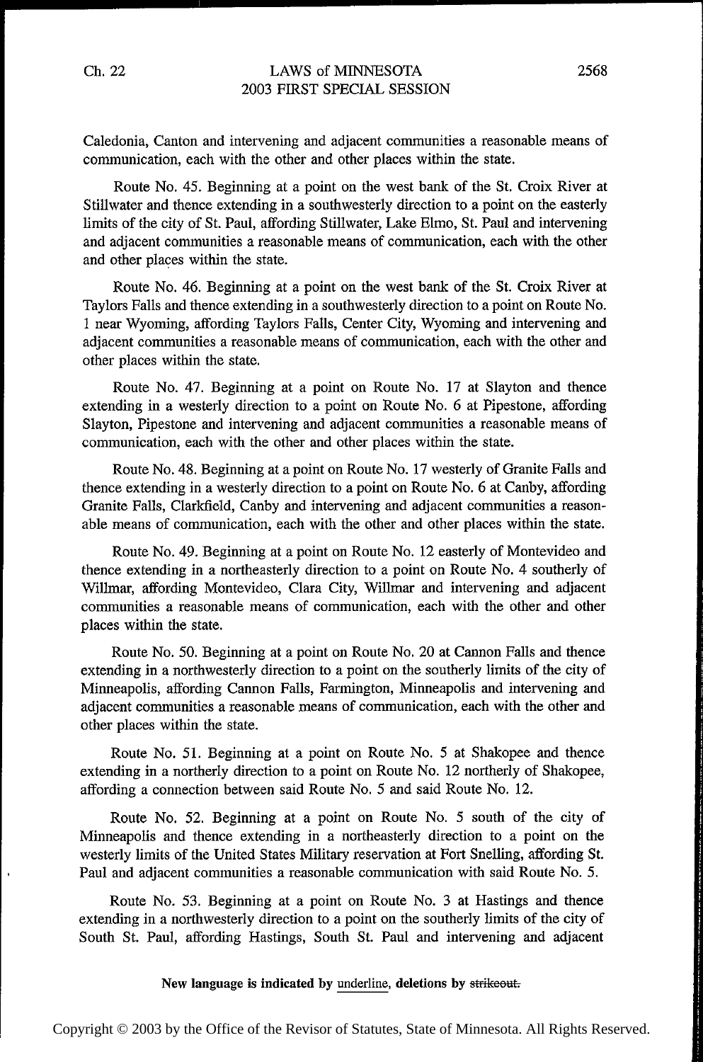Caledonia, Canton and intervening and adjacent communities a reasonable means of communication, each with the other and other places within the state.

Route No. 45. Beginning at a point on the west bank of the St. Croix River at Stillwater and thence extending in a southwesterly direction to a point on the easterly limits of the city of St. Paul, affording Stillwater, Lake Elmo, St. Paul and intervening and adjacent communities a reasonable means of communication, each with the other and other places within the state.

Route No. 46. Beginning at a point on the west bank of the St. Croix River at Taylors Falls and thence extending in a southwesterly direction to a point on Route No. 1 near Wyoming, affording Taylors Falls, Center City, Wyoming and intervening and adjacent communities a reasonable means of communication, each with the other and other places within the state.

Route No. 47. Beginning at a point on Route No. 17 at Slayton and thence extending in a westerly direction to a point on Route No. 6 at Pipestone, affording Slayton, Pipestone and intervening and adjacent communities a reasonable means of communication, each with the other and other places within the state.

Route No. 48. Beginning at a point on Route No. 17 westerly of Granite Falls and thence extending in a westerly direction to a point on Route No. 6 at Canby, affording Granite Falls, Clarkfield, Canby and intervening and adjacent communities a reasonable means of communication, each with the other and other places within the state.

Route No. 49. Beginning at a point on Route No. 12 easterly of Montevideo and thence extending in a northeasterly direction to a point on Route No. 4 southerly of Willmar, affording Montevideo, Clara City, Willmar and intervening and adjacent communities a reasonable means of communication, each with the other and other places within the state.

Route No. 50. Beginning at a point on Route No. 20 at Cannon Falls and thence extending in a northwesterly direction to a point on the southerly limits of the city of Minneapolis, affording Cannon Falls, Farmington, Minneapolis and intervening and adjacent communities a reasonable means of communication, each with the other and other places within the state.

Route No. 51. Beginning at a point on Route No. 5 at Shakopee and thence extending in a northerly direction to a point on Route No. 12 northerly of Shakopee, affording a connection between said Route No. 5 and said Route No. 12.

Route No. 52. Beginning at a point on Route No. 5 south of the city of Minneapolis and thence extending in a northeasterly direction to a point on the westerly limits of the United States Military reservation at Fort Snelling, affording St. Paul and adjacent communities a reasonable communication with said Route No. 5.

Route No. 53. Beginning at a point on Route No. 3 at Hastings and thence extending in a northwesterly direction to a point on the southerly limits of the city of South St. Paul, affording Hastings, South St. Paul and intervening and adjacent

New language is indicated by underline, deletions by ~~strikeout.~~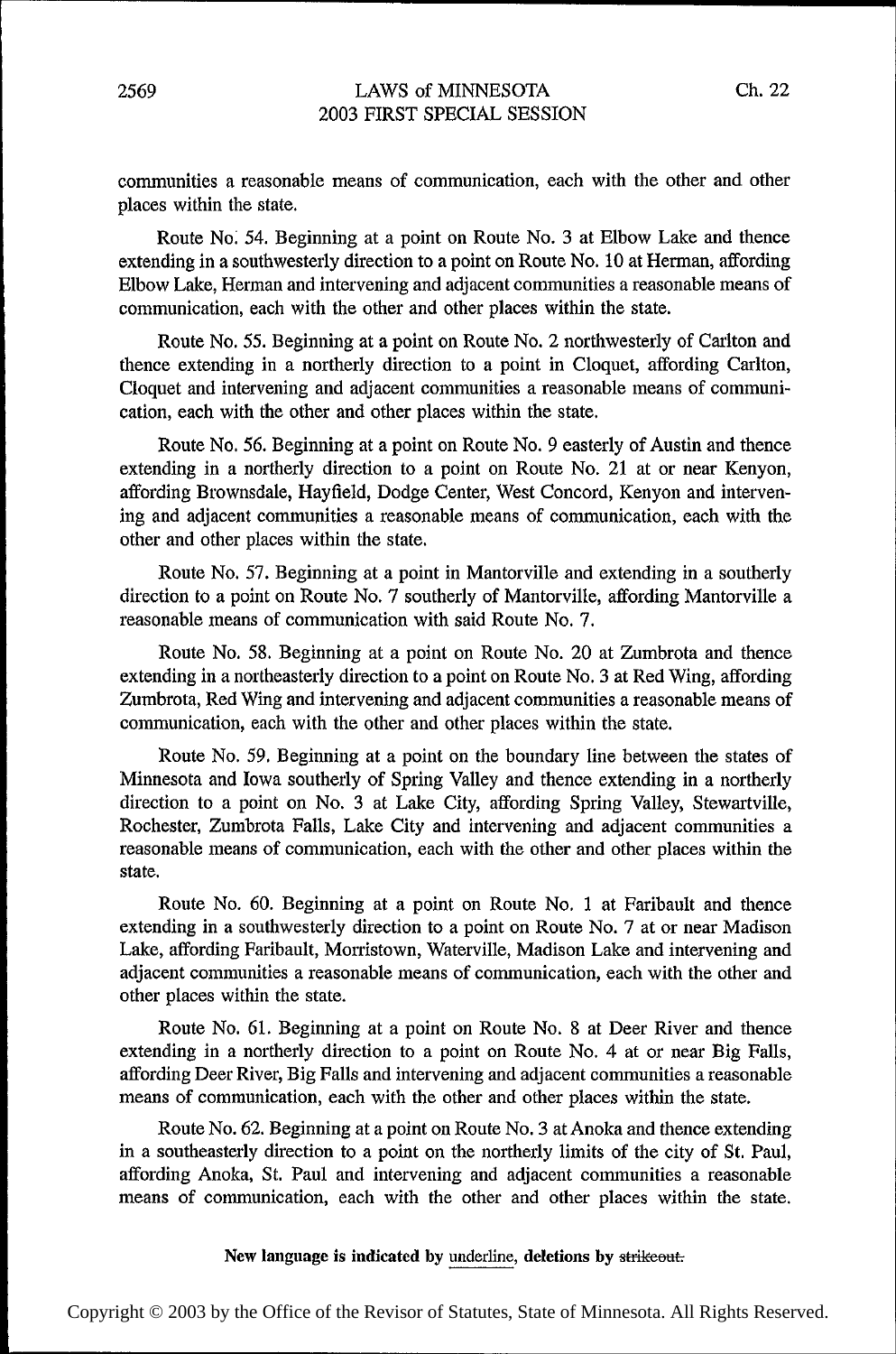communities a reasonable means of communication, each with the other and other places within the state.

Route No. 54. Beginning at a point on Route No. 3 at Elbow Lake and thence extending in a southwesterly direction to a point on Route No. 10 at Herman, affording Elbow Lake, Herman and intervening and adjacent communities a reasonable means of communication, each with the other and other places within the state.

Route No. 55. Beginning at a point on Route No. 2 northwesterly of Carlton and thence extending in a northerly direction to a point in Cloquet, affording Carlton, Cloquet and intervening and adjacent communities a reasonable means of communication, each with the other and other places within the state.

Route No. 56. Beginning at a point on Route No. 9 easterly of Austin and thence extending in a northerly direction to a point on Route No. 21 at or near Kenyon, affording Brownsdale, Hayfield, Dodge Center, West Concord, Kenyon and intervening and adjacent communities a reasonable means of communication, each with the other and other places within the state.

Route No. 57. Beginning at a point in Mantorville and extending in a southerly direction to a point on Route No. 7 southerly of Mantorville, affording Mantorville a reasonable means of communication with said Route No. 7.

Route No. 58. Beginning at a point on Route No. 20 at Zumbrota and thence extending in a northeasterly direction to a point on Route No. 3 at Red Wing, affording Zumbrota, Red Wing and intervening and adjacent communities a reasonable means of communication, each with the other and other places within the state.

Route No. 59. Beginning at a point on the boundary line between the states of Minnesota and Iowa southerly of Spring Valley and thence extending in a northerly direction to a point on No. 3 at Lake City, affording Spring Valley, Stewartville, Rochester, Zumbrota Falls, Lake City and intervening and adjacent communities a reasonable means of communication, each with the other and other places within the state.

Route No. 60. Beginning at a point on Route No. 1 at Faribault and thence extending in a southwesterly direction to a point on Route No. 7 at or near Madison Lake, affording Faribault, Morristown, Waterville, Madison Lake and intervening and adjacent communities a reasonable means of communication, each with the other and other places within the state.

Route No. 61. Beginning at a point on Route No. 8 at Deer River and thence extending in a northerly direction to a point on Route No. 4 at or near Big Falls, affording Deer River, Big Falls and intervening and adjacent communities a reasonable means of communication, each with the other and other places within the state.

Route No. 62. Beginning at a point on Route No. 3 at Anoka and thence extending in a southeasterly direction to a point on the northerly limits of the city of St. Paul, affording Anoka, St. Paul and intervening and adjacent communities a reasonable means of communication, each with the other and other places within the state.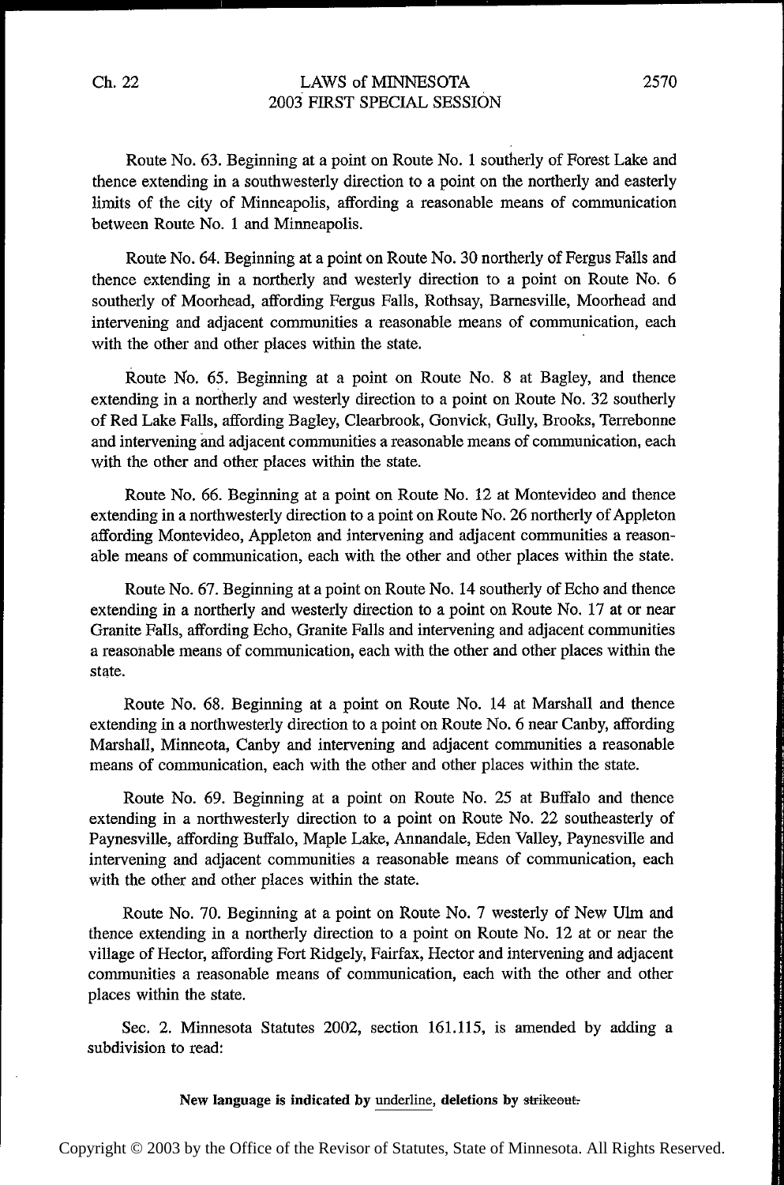Route No. 63. Beginning at a point on Route No. 1 southerly of Forest Lake and thence extending in a southwesterly direction to a point on the northerly and easterly limits of the city of Minneapolis, affording a reasonable means of communication between Route No. 1 and Minneapolis.

Route No. 64. Beginning at a point on Route No. 30 northerly of Fergus Falls and thence extending in a northerly and westerly direction to a point on Route No. 6 southerly of Moorhead, affording Fergus Falls, Rothsay, Barnesville, Moorhead and intervening and adjacent communities a reasonable means of communication, each with the other and other places within the state.

Route No. 65. Beginning at a point on Route No. 8 at Bagley, and thence extending in a northerly and westerly direction to a point on Route No. 32 southerly of Red Lake Falls, affording Bagley, Clearbrook, Gonvick, Gully, Brooks, Terrebonne and intervening and adjacent communities a reasonable means of communication, each with the other and other places within the state.

Route No. 66. Beginning at a point on Route No. 12 at Montevideo and thence extending in a northwesterly direction to a point on Route No. 26 northerly of Appleton affording Montevideo, Appleton and intervening and adjacent communities a reasonable means of communication, each with the other and other places within the state.

Route No. 67. Beginning at a point on Route No. 14 southerly of Echo and thence extending in a northerly and westerly direction to a point on Route No. 17 at or near Granite Falls, affording Echo, Granite Falls and intervening and adjacent communities a reasonable means of communication, each with the other and other places within the state.

Route No. 68. Beginning at a point on Route No. 14 at Marshall and thence extending in a northwesterly direction to a point on Route No. 6 near Canby, affording Marshall, Minneota, Canby and intervening and adjacent communities a reasonable means of communication, each with the other and other places within the state.

Route No. 69. Beginning at a point on Route No. 25 at Buffalo and thence extending in a northwesterly direction to a point on Route No. 22 southeasterly of Paynesville, affording Buffalo, Maple Lake, Annandale, Eden Valley, Paynesville and intervening and adjacent communities a reasonable means of communication, each with the other and other places within the state.

Route No. 70. Beginning at a point on Route No. 7 westerly of New Ulm and thence extending in a northerly direction to a point on Route No. 12 at or near the village of Hector, affording Fort Ridgely, Fairfax, Hector and intervening and adjacent communities a reasonable means of communication, each with the other and other places within the state.

Sec. 2. Minnesota Statutes 2002, section 161.115, is amended by adding a subdivision to read:

**New language is indicated by underline, deletions by ~~strikeout.~~**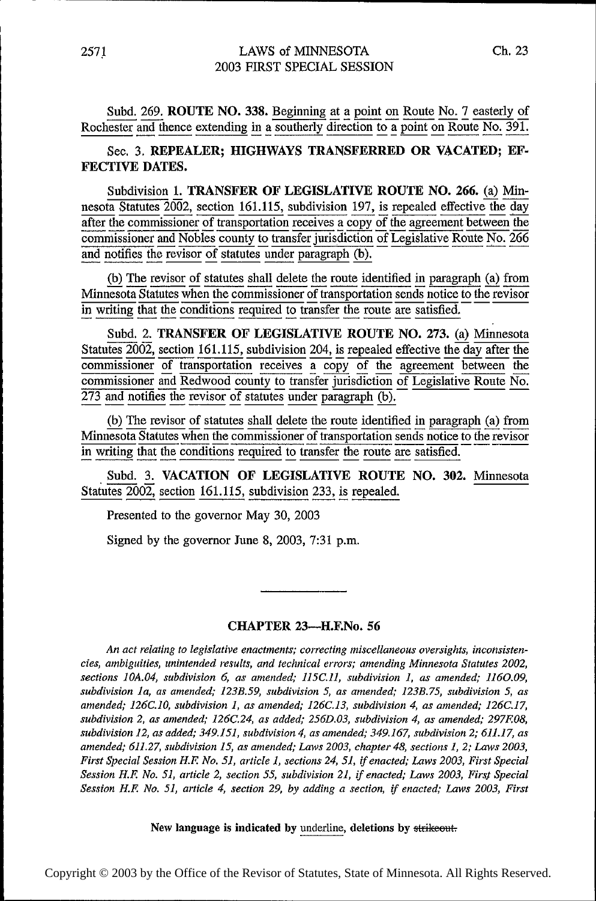Subd. 269. **ROUTE NO. 338.** Beginning at a point on Route No. 7 easterly of Rochester and thence extending in a southerly direction to a point on Route No. 391.

Sec. 3. **REPEALER; HIGHWAYS TRANSFERRED OR VACATED; EFFECTIVE DATES.**

Subdivision 1. **TRANSFER OF LEGISLATIVE ROUTE NO. 266.** (a) Minnesota Statutes 2002, section 161.115, subdivision 197, is repealed effective the day after the commissioner of transportation receives a copy of the agreement between the commissioner and Nobles county to transfer jurisdiction of Legislative Route No. 266 and notifies the revisor of statutes under paragraph (b).

(b) The revisor of statutes shall delete the route identified in paragraph (a) from Minnesota Statutes when the commissioner of transportation sends notice to the revisor in writing that the conditions required to transfer the route are satisfied.

Subd. 2. **TRANSFER OF LEGISLATIVE ROUTE NO. 273.** (a) Minnesota Statutes 2002, section 161.115, subdivision 204, is repealed effective the day after the commissioner of transportation receives a copy of the agreement between the commissioner and Redwood county to transfer jurisdiction of Legislative Route No. 273 and notifies the revisor of statutes under paragraph (b).

(b) The revisor of statutes shall delete the route identified in paragraph (a) from Minnesota Statutes when the commissioner of transportation sends notice to the revisor in writing that the conditions required to transfer the route are satisfied.

Subd. 3. **VACATION OF LEGISLATIVE ROUTE NO. 302.** Minnesota Statutes 2002, section 161.115, subdivision 233, is repealed.

Presented to the governor May 30, 2003

Signed by the governor June 8, 2003, 7:31 p.m.

---

## CHAPTER 23—H.F.No. 56

*An act relating to legislative enactments; correcting miscellaneous oversights, inconsistencies, ambiguities, unintended results, and technical errors; amending Minnesota Statutes 2002, sections 10A.04, subdivision 6, as amended; 115C.11, subdivision 1, as amended; 116O.09, subdivision 1a, as amended; 123B.59, subdivision 5, as amended; 123B.75, subdivision 5, as amended; 126C.10, subdivision 1, as amended; 126C.13, subdivision 4, as amended; 126C.17, subdivision 2, as amended; 126C.24, as added; 256D.03, subdivision 4, as amended; 297F.08, subdivision 12, as added; 349.151, subdivision 4, as amended; 349.167, subdivision 2; 611.17, as amended; 611.27, subdivision 15, as amended; Laws 2003, chapter 48, sections 1, 2; Laws 2003, First Special Session H.F. No. 51, article 1, sections 24, 51, if enacted; Laws 2003, First Special Session H.F. No. 51, article 2, section 55, subdivision 21, if enacted; Laws 2003, First Special Session H.F. No. 51, article 4, section 29, by adding a section, if enacted; Laws 2003, First*

**New language is indicated by** underline, **deletions by** ~~strikeout.~~